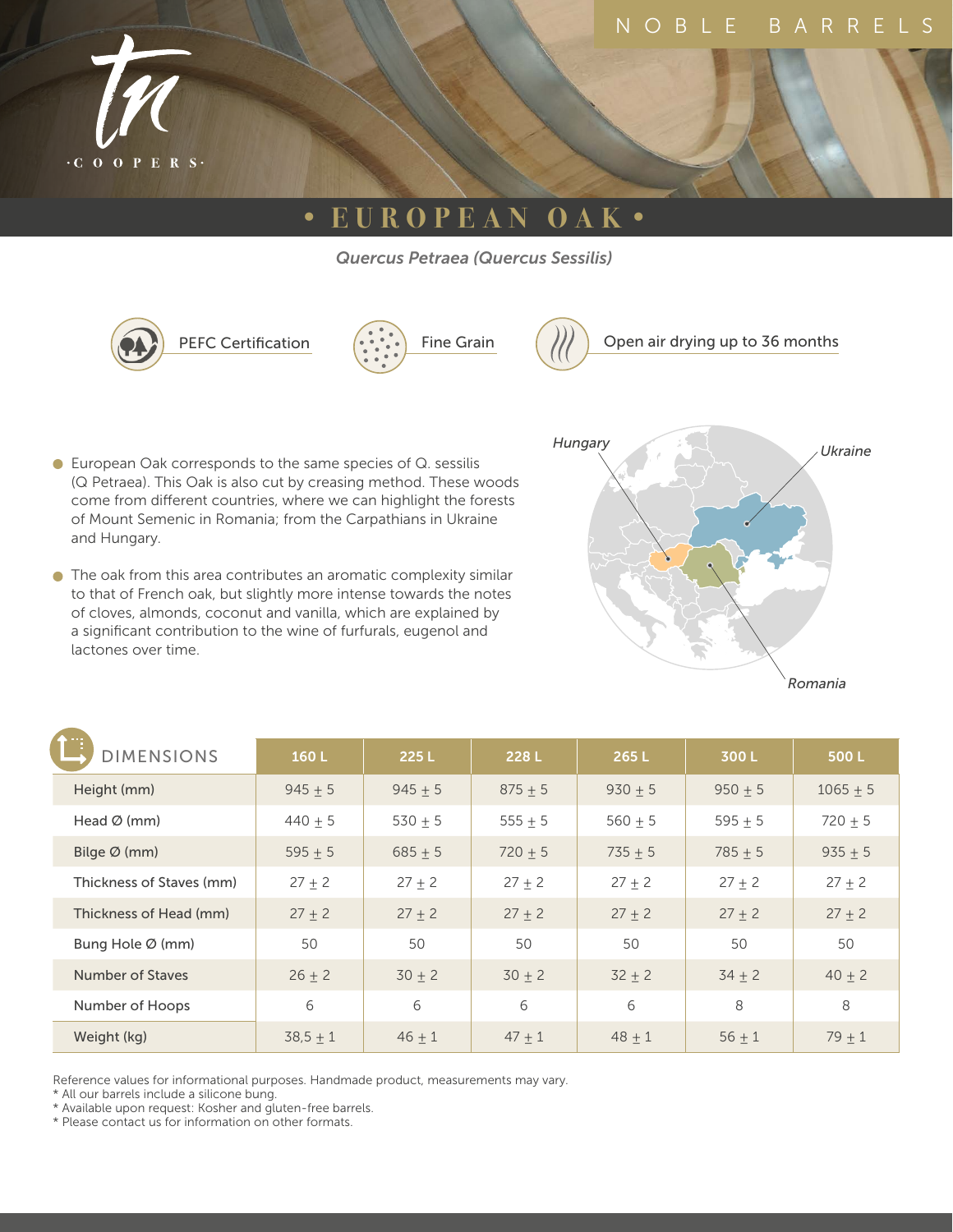NOBLE BARRELS

TN COOPERS

# • EUROPEAN OAK •

*Quercus Petraea (Quercus Sessilis)*

PEFC Certification

Fine Grain

Open air drying up to 36 months

- European Oak corresponds to the same species of Q. sessilis (Q Petraea). This Oak is also cut by creasing method. These woods come from different countries, where we can highlight the forests of Mount Semenic in Romania; from the Carpathians in Ukraine and Hungary.
- The oak from this area contributes an aromatic complexity similar to that of French oak, but slightly more intense towards the notes of cloves, almonds, coconut and vanilla, which are explained by a significant contribution to the wine of furfurals, eugenol and lactones over time.

*Hungary* *Ukraine* *Romania*

| DIMENSIONS | 160 L | 225 L | 228 L | 265 L | 300 L | 500 L |
|---|---|---|---|---|---|---|
| Height (mm) | 945 ± 5 | 945 ± 5 | 875 ± 5 | 930 ± 5 | 950 ± 5 | 1065 ± 5 |
| Head Ø (mm) | 440 ± 5 | 530 ± 5 | 555 ± 5 | 560 ± 5 | 595 ± 5 | 720 ± 5 |
| Bilge Ø (mm) | 595 ± 5 | 685 ± 5 | 720 ± 5 | 735 ± 5 | 785 ± 5 | 935 ± 5 |
| Thickness of Staves (mm) | 27 ± 2 | 27 ± 2 | 27 ± 2 | 27 ± 2 | 27 ± 2 | 27 ± 2 |
| Thickness of Head (mm) | 27 ± 2 | 27 ± 2 | 27 ± 2 | 27 ± 2 | 27 ± 2 | 27 ± 2 |
| Bung Hole Ø (mm) | 50 | 50 | 50 | 50 | 50 | 50 |
| Number of Staves | 26 ± 2 | 30 ± 2 | 30 ± 2 | 32 ± 2 | 34 ± 2 | 40 ± 2 |
| Number of Hoops | 6 | 6 | 6 | 6 | 8 | 8 |
| Weight (kg) | 38,5 ± 1 | 46 ± 1 | 47 ± 1 | 48 ± 1 | 56 ± 1 | 79 ± 1 |

Reference values for informational purposes. Handmade product, measurements may vary.
* All our barrels include a silicone bung.
* Available upon request: Kosher and gluten-free barrels.
* Please contact us for information on other formats.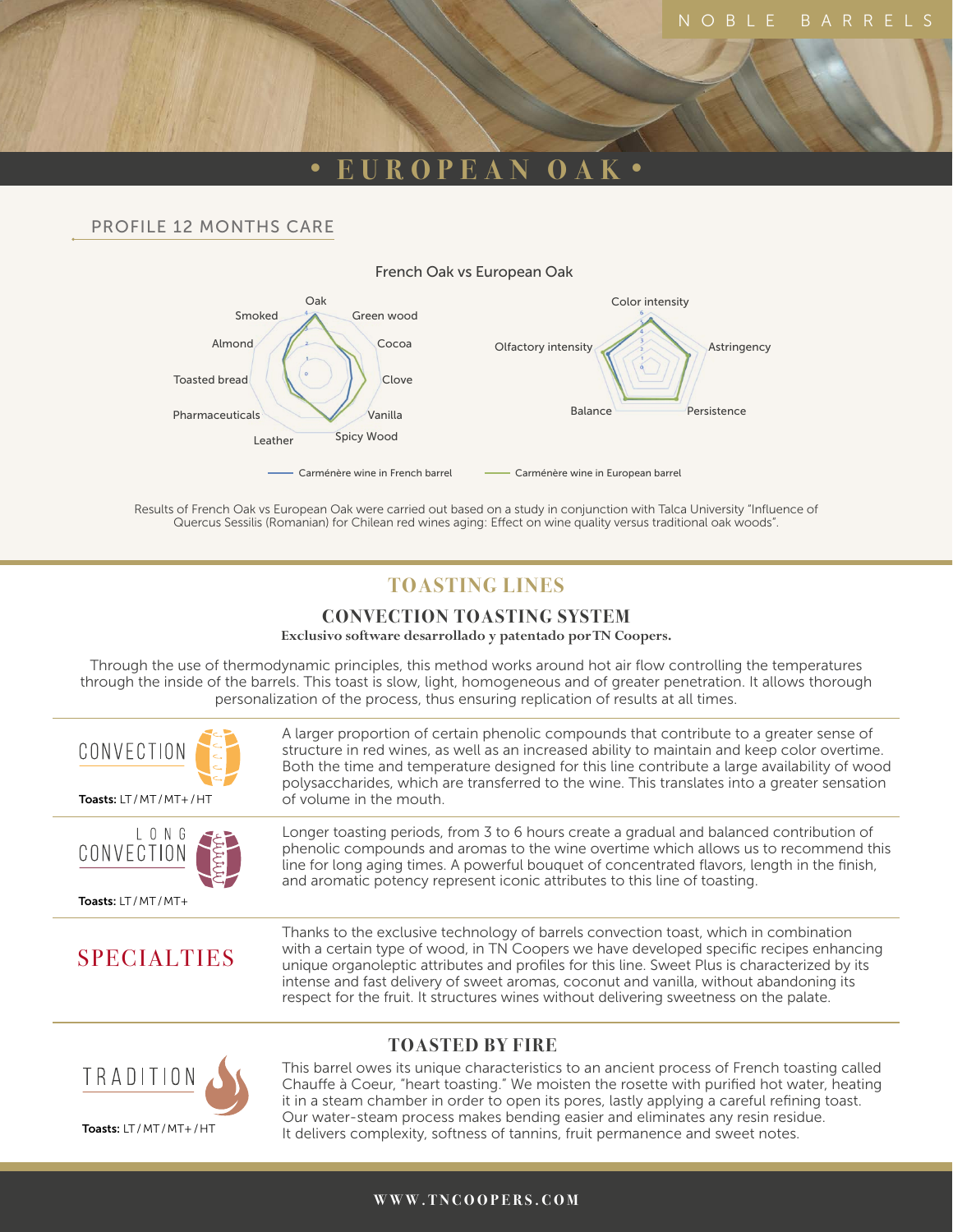NOBLE BARRELS

# • EUROPEAN OAK •

## PROFILE 12 MONTHS CARE

French Oak vs European Oak

Oak
Green wood
Cocoa
Clove
Vanilla
Spicy Wood
Leather
Pharmaceuticals
Toasted bread
Almond
Smoked

Color intensity
Astringency
Persistence
Balance
Olfactory intensity

Carménère wine in French barrel
Carménère wine in European barrel

Results of French Oak vs European Oak were carried out based on a study in conjunction with Talca University "Influence of Quercus Sessilis (Romanian) for Chilean red wines aging: Effect on wine quality versus traditional oak woods".

## TOASTING LINES

### CONVECTION TOASTING SYSTEM

**Exclusivo software desarrollado y patentado por TN Coopers.**

Through the use of thermodynamic principles, this method works around hot air flow controlling the temperatures through the inside of the barrels. This toast is slow, light, homogeneous and of greater penetration. It allows thorough personalization of the process, thus ensuring replication of results at all times.

#### CONVECTION

**Toasts:** LT / MT / MT+ / HT

A larger proportion of certain phenolic compounds that contribute to a greater sense of structure in red wines, as well as an increased ability to maintain and keep color overtime. Both the time and temperature designed for this line contribute a large availability of wood polysaccharides, which are transferred to the wine. This translates into a greater sensation of volume in the mouth.

#### LONG CONVECTION

**Toasts:** LT / MT / MT+

Longer toasting periods, from 3 to 6 hours create a gradual and balanced contribution of phenolic compounds and aromas to the wine overtime which allows us to recommend this line for long aging times. A powerful bouquet of concentrated flavors, length in the finish, and aromatic potency represent iconic attributes to this line of toasting.

#### SPECIALTIES

Thanks to the exclusive technology of barrels convection toast, which in combination with a certain type of wood, in TN Coopers we have developed specific recipes enhancing unique organoleptic attributes and profiles for this line. Sweet Plus is characterized by its intense and fast delivery of sweet aromas, coconut and vanilla, without abandoning its respect for the fruit. It structures wines without delivering sweetness on the palate.

### TOASTED BY FIRE

#### TRADITION

**Toasts:** LT / MT / MT+ / HT

This barrel owes its unique characteristics to an ancient process of French toasting called Chauffe à Coeur, "heart toasting." We moisten the rosette with purified hot water, heating it in a steam chamber in order to open its pores, lastly applying a careful refining toast. Our water-steam process makes bending easier and eliminates any resin residue. It delivers complexity, softness of tannins, fruit permanence and sweet notes.

WWW.TNCOOPERS.COM